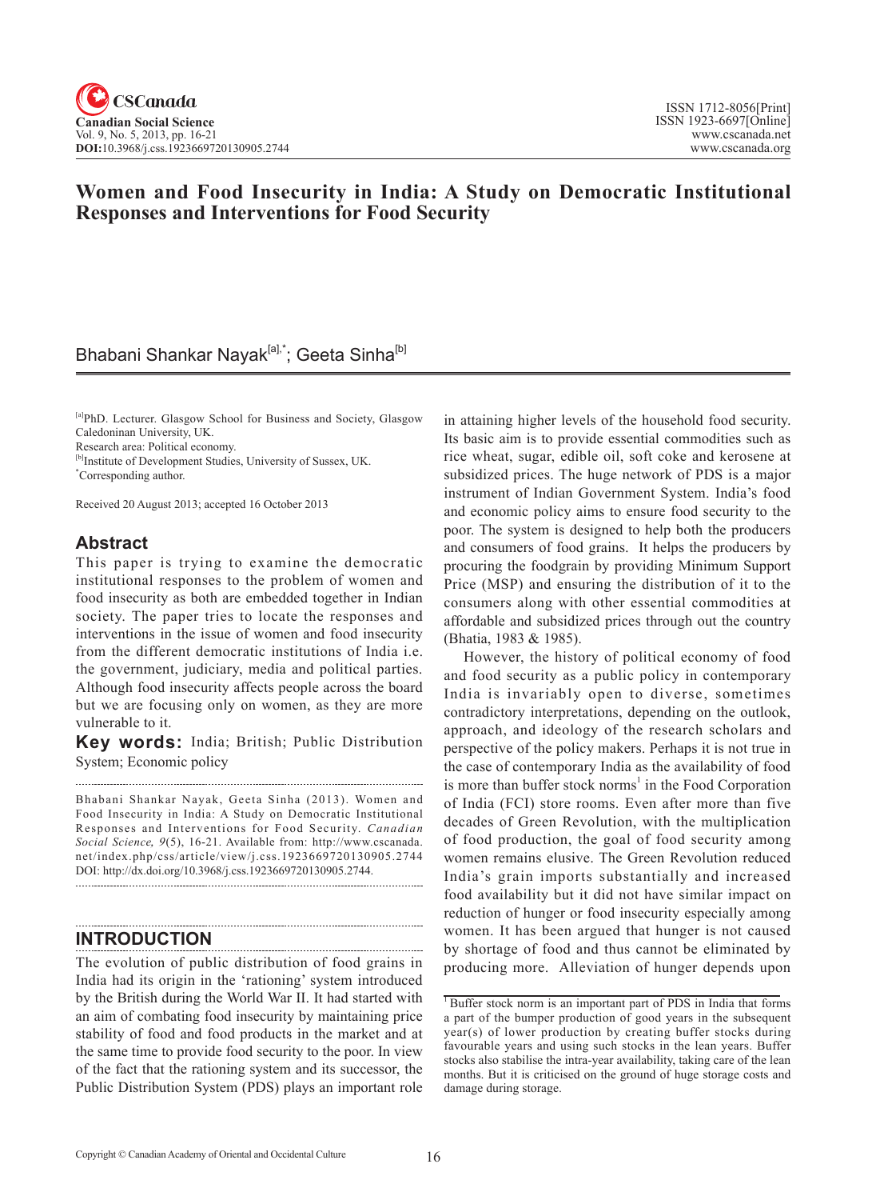# Women and Food Insecurity in India: A Study on Democratic Institutional Responses and Interventions for Food Security

Bhabani Shankar Nayak[a],*; Geeta Sinha[b]

[a]PhD. Lecturer. Glasgow School for Business and Society, Glasgow Caledoninan University, UK.
Research area: Political economy.
[b]Institute of Development Studies, University of Sussex, UK.
*Corresponding author.

Received 20 August 2013; accepted 16 October 2013

## Abstract

This paper is trying to examine the democratic institutional responses to the problem of women and food insecurity as both are embedded together in Indian society. The paper tries to locate the responses and interventions in the issue of women and food insecurity from the different democratic institutions of India i.e. the government, judiciary, media and political parties. Although food insecurity affects people across the board but we are focusing only on women, as they are more vulnerable to it.

**Key words:** India; British; Public Distribution System; Economic policy

Bhabani Shankar Nayak, Geeta Sinha (2013). Women and Food Insecurity in India: A Study on Democratic Institutional Responses and Interventions for Food Security. *Canadian Social Science, 9*(5), 16-21. Available from: http://www.cscanada.net/index.php/css/article/view/j.css.1923669720130905.2744 DOI: http://dx.doi.org/10.3968/j.css.1923669720130905.2744.

## INTRODUCTION

The evolution of public distribution of food grains in India had its origin in the 'rationing' system introduced by the British during the World War II. It had started with an aim of combating food insecurity by maintaining price stability of food and food products in the market and at the same time to provide food security to the poor. In view of the fact that the rationing system and its successor, the Public Distribution System (PDS) plays an important role in attaining higher levels of the household food security. Its basic aim is to provide essential commodities such as rice wheat, sugar, edible oil, soft coke and kerosene at subsidized prices. The huge network of PDS is a major instrument of Indian Government System. India's food and economic policy aims to ensure food security to the poor. The system is designed to help both the producers and consumers of food grains. It helps the producers by procuring the foodgrain by providing Minimum Support Price (MSP) and ensuring the distribution of it to the consumers along with other essential commodities at affordable and subsidized prices through out the country (Bhatia, 1983 & 1985).

However, the history of political economy of food and food security as a public policy in contemporary India is invariably open to diverse, sometimes contradictory interpretations, depending on the outlook, approach, and ideology of the research scholars and perspective of the policy makers. Perhaps it is not true in the case of contemporary India as the availability of food is more than buffer stock norms[1] in the Food Corporation of India (FCI) store rooms. Even after more than five decades of Green Revolution, with the multiplication of food production, the goal of food security among women remains elusive. The Green Revolution reduced India's grain imports substantially and increased food availability but it did not have similar impact on reduction of hunger or food insecurity especially among women. It has been argued that hunger is not caused by shortage of food and thus cannot be eliminated by producing more. Alleviation of hunger depends upon

[1] Buffer stock norm is an important part of PDS in India that forms a part of the bumper production of good years in the subsequent year(s) of lower production by creating buffer stocks during favourable years and using such stocks in the lean years. Buffer stocks also stabilise the intra-year availability, taking care of the lean months. But it is criticised on the ground of huge storage costs and damage during storage.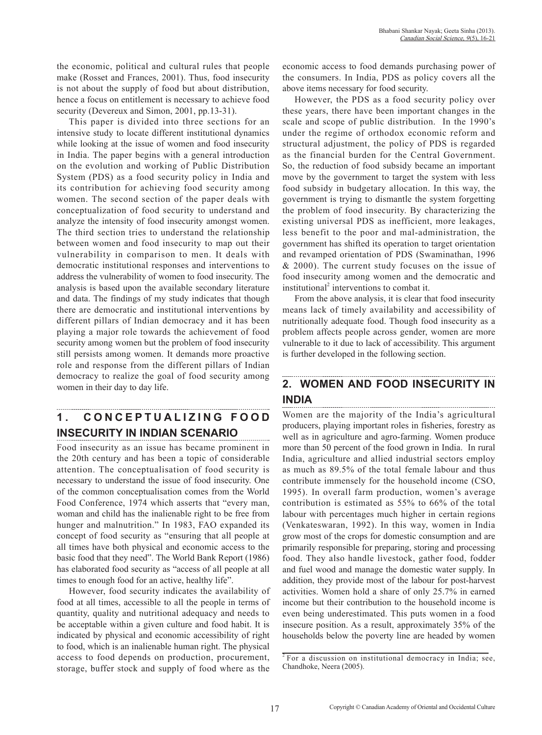the economic, political and cultural rules that people make (Rosset and Frances, 2001). Thus, food insecurity is not about the supply of food but about distribution, hence a focus on entitlement is necessary to achieve food security (Devereux and Simon, 2001, pp.13-31).

This paper is divided into three sections for an intensive study to locate different institutional dynamics while looking at the issue of women and food insecurity in India. The paper begins with a general introduction on the evolution and working of Public Distribution System (PDS) as a food security policy in India and its contribution for achieving food security among women. The second section of the paper deals with conceptualization of food security to understand and analyze the intensity of food insecurity amongst women. The third section tries to understand the relationship between women and food insecurity to map out their vulnerability in comparison to men. It deals with democratic institutional responses and interventions to address the vulnerability of women to food insecurity. The analysis is based upon the available secondary literature and data. The findings of my study indicates that though there are democratic and institutional interventions by different pillars of Indian democracy and it has been playing a major role towards the achievement of food security among women but the problem of food insecurity still persists among women. It demands more proactive role and response from the different pillars of Indian democracy to realize the goal of food security among women in their day to day life.

## 1. CONCEPTUALIZING FOOD INSECURITY IN INDIAN SCENARIO

Food insecurity as an issue has became prominent in the 20th century and has been a topic of considerable attention. The conceptualisation of food security is necessary to understand the issue of food insecurity. One of the common conceptualisation comes from the World Food Conference, 1974 which asserts that "every man, woman and child has the inalienable right to be free from hunger and malnutrition." In 1983, FAO expanded its concept of food security as "ensuring that all people at all times have both physical and economic access to the basic food that they need". The World Bank Report (1986) has elaborated food security as "access of all people at all times to enough food for an active, healthy life".

However, food security indicates the availability of food at all times, accessible to all the people in terms of quantity, quality and nutritional adequacy and needs to be acceptable within a given culture and food habit. It is indicated by physical and economic accessibility of right to food, which is an inalienable human right. The physical access to food depends on production, procurement, storage, buffer stock and supply of food where as the economic access to food demands purchasing power of the consumers. In India, PDS as policy covers all the above items necessary for food security.

However, the PDS as a food security policy over these years, there have been important changes in the scale and scope of public distribution. In the 1990's under the regime of orthodox economic reform and structural adjustment, the policy of PDS is regarded as the financial burden for the Central Government. So, the reduction of food subsidy became an important move by the government to target the system with less food subsidy in budgetary allocation. In this way, the government is trying to dismantle the system forgetting the problem of food insecurity. By characterizing the existing universal PDS as inefficient, more leakages, less benefit to the poor and mal-administration, the government has shifted its operation to target orientation and revamped orientation of PDS (Swaminathan, 1996 & 2000). The current study focuses on the issue of food insecurity among women and the democratic and institutional[2] interventions to combat it.

From the above analysis, it is clear that food insecurity means lack of timely availability and accessibility of nutritionally adequate food. Though food insecurity as a problem affects people across gender, women are more vulnerable to it due to lack of accessibility. This argument is further developed in the following section.

## 2. WOMEN AND FOOD INSECURITY IN INDIA

Women are the majority of the India's agricultural producers, playing important roles in fisheries, forestry as well as in agriculture and agro-farming. Women produce more than 50 percent of the food grown in India. In rural India, agriculture and allied industrial sectors employ as much as 89.5% of the total female labour and thus contribute immensely for the household income (CSO, 1995). In overall farm production, women's average contribution is estimated as 55% to 66% of the total labour with percentages much higher in certain regions (Venkateswaran, 1992). In this way, women in India grow most of the crops for domestic consumption and are primarily responsible for preparing, storing and processing food. They also handle livestock, gather food, fodder and fuel wood and manage the domestic water supply. In addition, they provide most of the labour for post-harvest activities. Women hold a share of only 25.7% in earned income but their contribution to the household income is even being underestimated. This puts women in a food insecure position. As a result, approximately 35% of the households below the poverty line are headed by women

[2] For a discussion on institutional democracy in India; see, Chandhoke, Neera (2005).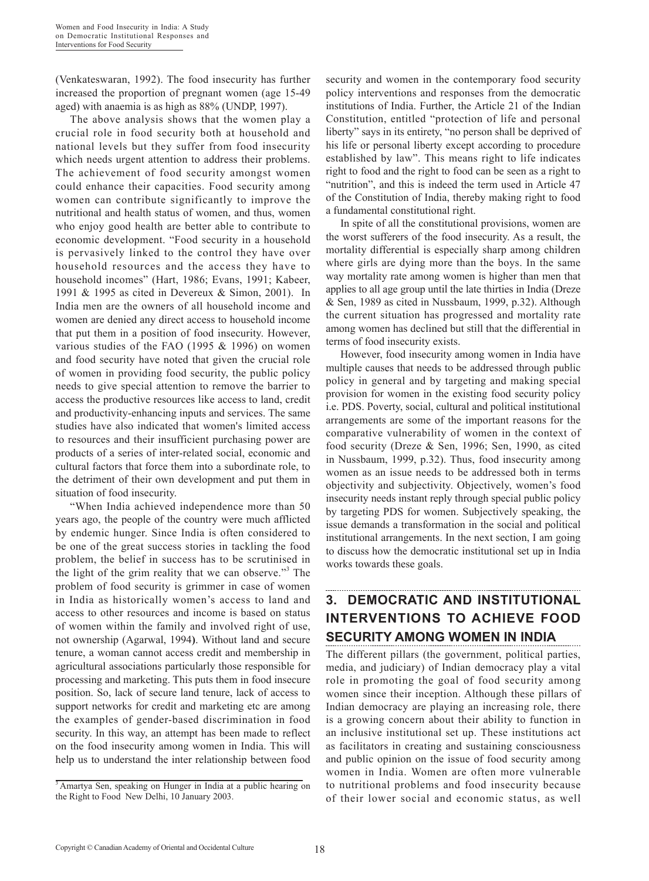(Venkateswaran, 1992). The food insecurity has further increased the proportion of pregnant women (age 15-49 aged) with anaemia is as high as 88% (UNDP, 1997).

The above analysis shows that the women play a crucial role in food security both at household and national levels but they suffer from food insecurity which needs urgent attention to address their problems. The achievement of food security amongst women could enhance their capacities. Food security among women can contribute significantly to improve the nutritional and health status of women, and thus, women who enjoy good health are better able to contribute to economic development. "Food security in a household is pervasively linked to the control they have over household resources and the access they have to household incomes" (Hart, 1986; Evans, 1991; Kabeer, 1991 & 1995 as cited in Devereux & Simon, 2001). In India men are the owners of all household income and women are denied any direct access to household income that put them in a position of food insecurity. However, various studies of the FAO (1995 & 1996) on women and food security have noted that given the crucial role of women in providing food security, the public policy needs to give special attention to remove the barrier to access the productive resources like access to land, credit and productivity-enhancing inputs and services. The same studies have also indicated that women's limited access to resources and their insufficient purchasing power are products of a series of inter-related social, economic and cultural factors that force them into a subordinate role, to the detriment of their own development and put them in situation of food insecurity.

"When India achieved independence more than 50 years ago, the people of the country were much afflicted by endemic hunger. Since India is often considered to be one of the great success stories in tackling the food problem, the belief in success has to be scrutinised in the light of the grim reality that we can observe."[3] The problem of food security is grimmer in case of women in India as historically women's access to land and access to other resources and income is based on status of women within the family and involved right of use, not ownership (Agarwal, 1994). Without land and secure tenure, a woman cannot access credit and membership in agricultural associations particularly those responsible for processing and marketing. This puts them in food insecure position. So, lack of secure land tenure, lack of access to support networks for credit and marketing etc are among the examples of gender-based discrimination in food security. In this way, an attempt has been made to reflect on the food insecurity among women in India. This will help us to understand the inter relationship between food security and women in the contemporary food security policy interventions and responses from the democratic institutions of India. Further, the Article 21 of the Indian Constitution, entitled "protection of life and personal liberty" says in its entirety, "no person shall be deprived of his life or personal liberty except according to procedure established by law". This means right to life indicates right to food and the right to food can be seen as a right to "nutrition", and this is indeed the term used in Article 47 of the Constitution of India, thereby making right to food a fundamental constitutional right.

In spite of all the constitutional provisions, women are the worst sufferers of the food insecurity. As a result, the mortality differential is especially sharp among children where girls are dying more than the boys. In the same way mortality rate among women is higher than men that applies to all age group until the late thirties in India (Dreze & Sen, 1989 as cited in Nussbaum, 1999, p.32). Although the current situation has progressed and mortality rate among women has declined but still that the differential in terms of food insecurity exists.

However, food insecurity among women in India have multiple causes that needs to be addressed through public policy in general and by targeting and making special provision for women in the existing food security policy i.e. PDS. Poverty, social, cultural and political institutional arrangements are some of the important reasons for the comparative vulnerability of women in the context of food security (Dreze & Sen, 1996; Sen, 1990, as cited in Nussbaum, 1999, p.32). Thus, food insecurity among women as an issue needs to be addressed both in terms objectivity and subjectivity. Objectively, women's food insecurity needs instant reply through special public policy by targeting PDS for women. Subjectively speaking, the issue demands a transformation in the social and political institutional arrangements. In the next section, I am going to discuss how the democratic institutional set up in India works towards these goals.

## 3. DEMOCRATIC AND INSTITUTIONAL INTERVENTIONS TO ACHIEVE FOOD SECURITY AMONG WOMEN IN INDIA

The different pillars (the government, political parties, media, and judiciary) of Indian democracy play a vital role in promoting the goal of food security among women since their inception. Although these pillars of Indian democracy are playing an increasing role, there is a growing concern about their ability to function in an inclusive institutional set up. These institutions act as facilitators in creating and sustaining consciousness and public opinion on the issue of food security among women in India. Women are often more vulnerable to nutritional problems and food insecurity because of their lower social and economic status, as well

[3] Amartya Sen, speaking on Hunger in India at a public hearing on the Right to Food New Delhi, 10 January 2003.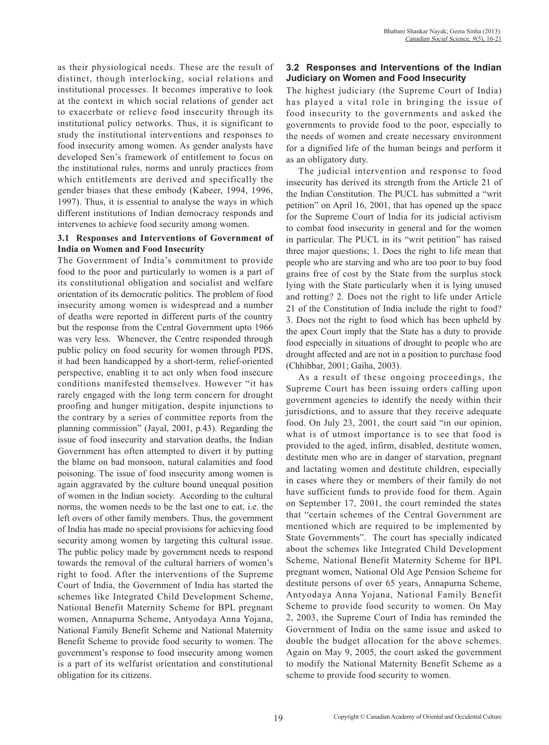as their physiological needs. These are the result of distinct, though interlocking, social relations and institutional processes. It becomes imperative to look at the context in which social relations of gender act to exacerbate or relieve food insecurity through its institutional policy networks. Thus, it is significant to study the institutional interventions and responses to food insecurity among women. As gender analysts have developed Sen's framework of entitlement to focus on the institutional rules, norms and unruly practices from which entitlements are derived and specifically the gender biases that these embody (Kabeer, 1994, 1996, 1997). Thus, it is essential to analyse the ways in which different institutions of Indian democracy responds and intervenes to achieve food security among women.

### 3.1 Responses and Interventions of Government of India on Women and Food Insecurity

The Government of India's commitment to provide food to the poor and particularly to women is a part of its constitutional obligation and socialist and welfare orientation of its democratic politics. The problem of food insecurity among women is widespread and a number of deaths were reported in different parts of the country but the response from the Central Government upto 1966 was very less. Whenever, the Centre responded through public policy on food security for women through PDS, it had been handicapped by a short-term, relief-oriented perspective, enabling it to act only when food insecure conditions manifested themselves. However "it has rarely engaged with the long term concern for drought proofing and hunger mitigation, despite injunctions to the contrary by a series of committee reports from the planning commission" (Jayal, 2001, p.43). Regarding the issue of food insecurity and starvation deaths, the Indian Government has often attempted to divert it by putting the blame on bad monsoon, natural calamities and food poisoning. The issue of food insecurity among women is again aggravated by the culture bound unequal position of women in the Indian society. According to the cultural norms, the women needs to be the last one to eat, i.e. the left overs of other family members. Thus, the government of India has made no special provisions for achieving food security among women by targeting this cultural issue. The public policy made by government needs to respond towards the removal of the cultural barriers of women's right to food. After the interventions of the Supreme Court of India, the Government of India has started the schemes like Integrated Child Development Scheme, National Benefit Maternity Scheme for BPL pregnant women, Annapurna Scheme, Antyodaya Anna Yojana, National Family Benefit Scheme and National Maternity Benefit Scheme to provide food security to women. The government's response to food insecurity among women is a part of its welfarist orientation and constitutional obligation for its citizens.

### 3.2 Responses and Interventions of the Indian Judiciary on Women and Food Insecurity

The highest judiciary (the Supreme Court of India) has played a vital role in bringing the issue of food insecurity to the governments and asked the governments to provide food to the poor, especially to the needs of women and create necessary environment for a dignified life of the human beings and perform it as an obligatory duty.

The judicial intervention and response to food insecurity has derived its strength from the Article 21 of the Indian Constitution. The PUCL has submitted a "writ petition" on April 16, 2001, that has opened up the space for the Supreme Court of India for its judicial activism to combat food insecurity in general and for the women in particular. The PUCL in its "writ petition" has raised three major questions; 1. Does the right to life mean that people who are starving and who are too poor to buy food grains free of cost by the State from the surplus stock lying with the State particularly when it is lying unused and rotting? 2. Does not the right to life under Article 21 of the Constitution of India include the right to food? 3. Does not the right to food which has been upheld by the apex Court imply that the State has a duty to provide food especially in situations of drought to people who are drought affected and are not in a position to purchase food (Chhibbar, 2001; Gaiha, 2003).

As a result of these ongoing proceedings, the Supreme Court has been issuing orders calling upon government agencies to identify the needy within their jurisdictions, and to assure that they receive adequate food. On July 23, 2001, the court said "in our opinion, what is of utmost importance is to see that food is provided to the aged, infirm, disabled, destitute women, destitute men who are in danger of starvation, pregnant and lactating women and destitute children, especially in cases where they or members of their family do not have sufficient funds to provide food for them. Again on September 17, 2001, the court reminded the states that "certain schemes of the Central Government are mentioned which are required to be implemented by State Governments". The court has specially indicated about the schemes like Integrated Child Development Scheme, National Benefit Maternity Scheme for BPL pregnant women, National Old Age Pension Scheme for destitute persons of over 65 years, Annapurna Scheme, Antyodaya Anna Yojana, National Family Benefit Scheme to provide food security to women. On May 2, 2003, the Supreme Court of India has reminded the Government of India on the same issue and asked to double the budget allocation for the above schemes. Again on May 9, 2005, the court asked the government to modify the National Maternity Benefit Scheme as a scheme to provide food security to women.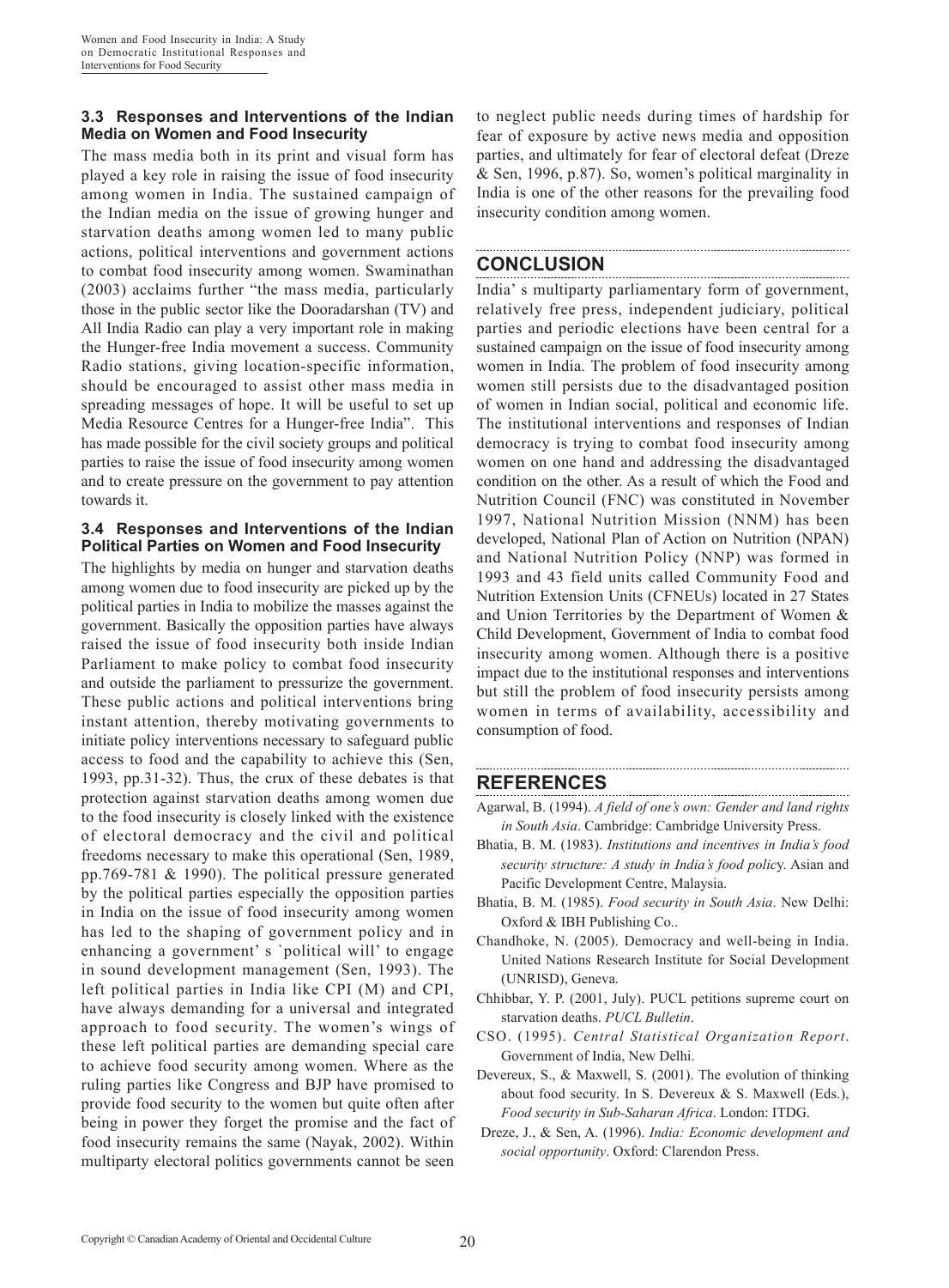### 3.3 Responses and Interventions of the Indian Media on Women and Food Insecurity

The mass media both in its print and visual form has played a key role in raising the issue of food insecurity among women in India. The sustained campaign of the Indian media on the issue of growing hunger and starvation deaths among women led to many public actions, political interventions and government actions to combat food insecurity among women. Swaminathan (2003) acclaims further "the mass media, particularly those in the public sector like the Dooradarshan (TV) and All India Radio can play a very important role in making the Hunger-free India movement a success. Community Radio stations, giving location-specific information, should be encouraged to assist other mass media in spreading messages of hope. It will be useful to set up Media Resource Centres for a Hunger-free India". This has made possible for the civil society groups and political parties to raise the issue of food insecurity among women and to create pressure on the government to pay attention towards it.

### 3.4 Responses and Interventions of the Indian Political Parties on Women and Food Insecurity

The highlights by media on hunger and starvation deaths among women due to food insecurity are picked up by the political parties in India to mobilize the masses against the government. Basically the opposition parties have always raised the issue of food insecurity both inside Indian Parliament to make policy to combat food insecurity and outside the parliament to pressurize the government. These public actions and political interventions bring instant attention, thereby motivating governments to initiate policy interventions necessary to safeguard public access to food and the capability to achieve this (Sen, 1993, pp.31-32). Thus, the crux of these debates is that protection against starvation deaths among women due to the food insecurity is closely linked with the existence of electoral democracy and the civil and political freedoms necessary to make this operational (Sen, 1989, pp.769-781 & 1990). The political pressure generated by the political parties especially the opposition parties in India on the issue of food insecurity among women has led to the shaping of government policy and in enhancing a government' s `political will' to engage in sound development management (Sen, 1993). The left political parties in India like CPI (M) and CPI, have always demanding for a universal and integrated approach to food security. The women's wings of these left political parties are demanding special care to achieve food security among women. Where as the ruling parties like Congress and BJP have promised to provide food security to the women but quite often after being in power they forget the promise and the fact of food insecurity remains the same (Nayak, 2002). Within multiparty electoral politics governments cannot be seen to neglect public needs during times of hardship for fear of exposure by active news media and opposition parties, and ultimately for fear of electoral defeat (Dreze & Sen, 1996, p.87). So, women's political marginality in India is one of the other reasons for the prevailing food insecurity condition among women.

## CONCLUSION

India' s multiparty parliamentary form of government, relatively free press, independent judiciary, political parties and periodic elections have been central for a sustained campaign on the issue of food insecurity among women in India. The problem of food insecurity among women still persists due to the disadvantaged position of women in Indian social, political and economic life. The institutional interventions and responses of Indian democracy is trying to combat food insecurity among women on one hand and addressing the disadvantaged condition on the other. As a result of which the Food and Nutrition Council (FNC) was constituted in November 1997, National Nutrition Mission (NNM) has been developed, National Plan of Action on Nutrition (NPAN) and National Nutrition Policy (NNP) was formed in 1993 and 43 field units called Community Food and Nutrition Extension Units (CFNEUs) located in 27 States and Union Territories by the Department of Women & Child Development, Government of India to combat food insecurity among women. Although there is a positive impact due to the institutional responses and interventions but still the problem of food insecurity persists among women in terms of availability, accessibility and consumption of food.

## REFERENCES

Agarwal, B. (1994). *A field of one's own: Gender and land rights in South Asia*. Cambridge: Cambridge University Press.

Bhatia, B. M. (1983). *Institutions and incentives in India's food security structure: A study in India's food policy*. Asian and Pacific Development Centre, Malaysia.

Bhatia, B. M. (1985). *Food security in South Asia*. New Delhi: Oxford & IBH Publishing Co..

Chandhoke, N. (2005). Democracy and well-being in India. United Nations Research Institute for Social Development (UNRISD), Geneva.

Chhibbar, Y. P. (2001, July). PUCL petitions supreme court on starvation deaths. *PUCL Bulletin*.

CSO. (1995). *Central Statistical Organization Report*. Government of India, New Delhi.

Devereux, S., & Maxwell, S. (2001). The evolution of thinking about food security. In S. Devereux & S. Maxwell (Eds.), *Food security in Sub-Saharan Africa*. London: ITDG.

Dreze, J., & Sen, A. (1996). *India: Economic development and social opportunity*. Oxford: Clarendon Press.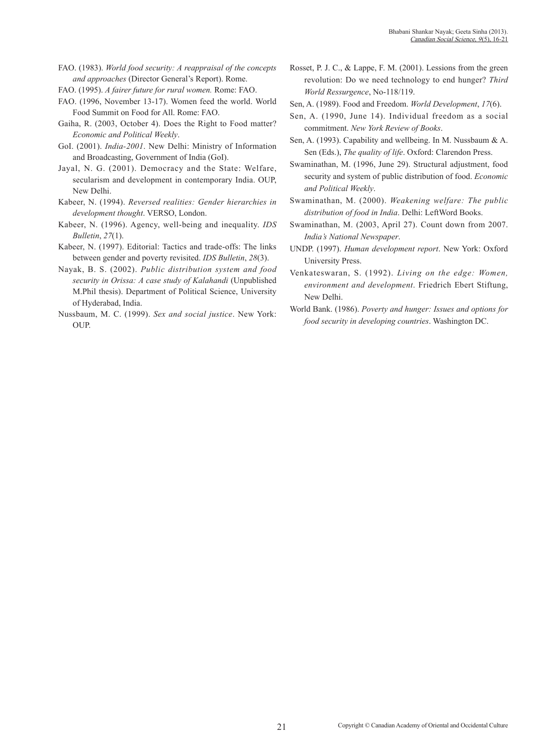FAO. (1983). *World food security: A reappraisal of the concepts and approaches* (Director General's Report). Rome.

FAO. (1995). *A fairer future for rural women.* Rome: FAO.

FAO. (1996, November 13-17). Women feed the world. World Food Summit on Food for All. Rome: FAO.

Gaiha, R. (2003, October 4). Does the Right to Food matter? *Economic and Political Weekly*.

GoI. (2001). *India-2001*. New Delhi: Ministry of Information and Broadcasting, Government of India (GoI).

Jayal, N. G. (2001). Democracy and the State: Welfare, secularism and development in contemporary India. OUP, New Delhi.

Kabeer, N. (1994). *Reversed realities: Gender hierarchies in development thought*. VERSO, London.

Kabeer, N. (1996). Agency, well-being and inequality. *IDS Bulletin*, *27*(1).

Kabeer, N. (1997). Editorial: Tactics and trade-offs: The links between gender and poverty revisited. *IDS Bulletin*, *28*(3).

Nayak, B. S. (2002). *Public distribution system and food security in Orissa: A case study of Kalahandi* (Unpublished M.Phil thesis). Department of Political Science, University of Hyderabad, India.

Nussbaum, M. C. (1999). *Sex and social justice*. New York: OUP.

Rosset, P. J. C., & Lappe, F. M. (2001). Lessions from the green revolution: Do we need technology to end hunger? *Third World Ressurgence*, No-118/119.

Sen, A. (1989). Food and Freedom. *World Development*, *17*(6).

Sen, A. (1990, June 14). Individual freedom as a social commitment. *New York Review of Books*.

Sen, A. (1993). Capability and wellbeing. In M. Nussbaum & A. Sen (Eds.), *The quality of life*. Oxford: Clarendon Press.

Swaminathan, M. (1996, June 29). Structural adjustment, food security and system of public distribution of food. *Economic and Political Weekly*.

Swaminathan, M. (2000). *Weakening welfare: The public distribution of food in India*. Delhi: LeftWord Books.

Swaminathan, M. (2003, April 27). Count down from 2007. *India's National Newspaper*.

UNDP. (1997). *Human development report*. New York: Oxford University Press.

Venkateswaran, S. (1992). *Living on the edge: Women, environment and development*. Friedrich Ebert Stiftung, New Delhi.

World Bank. (1986). *Poverty and hunger: Issues and options for food security in developing countries*. Washington DC.